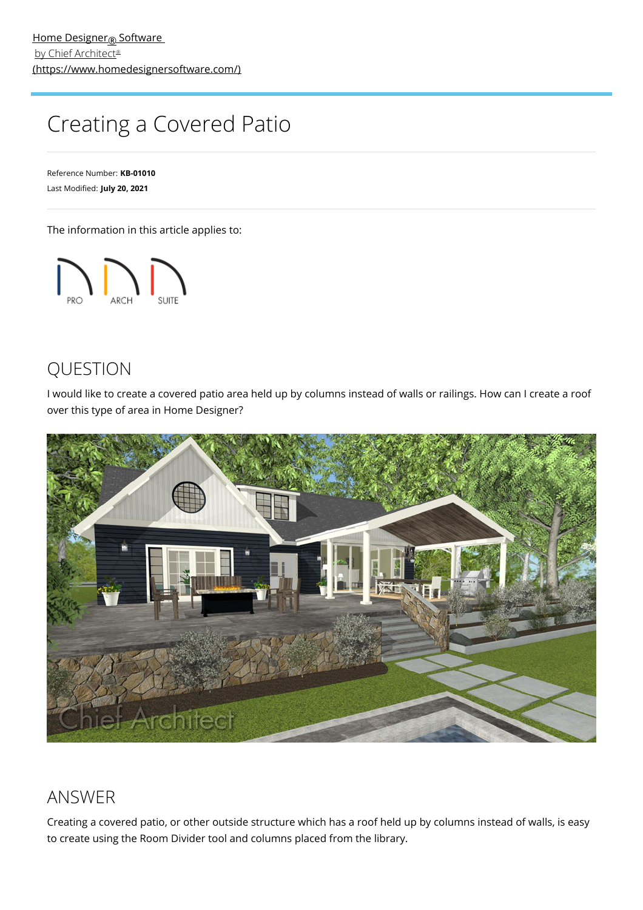[Home Designer® Software by Chief Architect® (https://www.homedesignersoftware.com/)](https://www.homedesignersoftware.com/)

# Creating a Covered Patio

Reference Number: **KB-01010**
Last Modified: **July 20, 2021**

The information in this article applies to:

PRO ARCH SUITE

## QUESTION

I would like to create a covered patio area held up by columns instead of walls or railings. How can I create a roof over this type of area in Home Designer?

## ANSWER

Creating a covered patio, or other outside structure which has a roof held up by columns instead of walls, is easy to create using the Room Divider tool and columns placed from the library.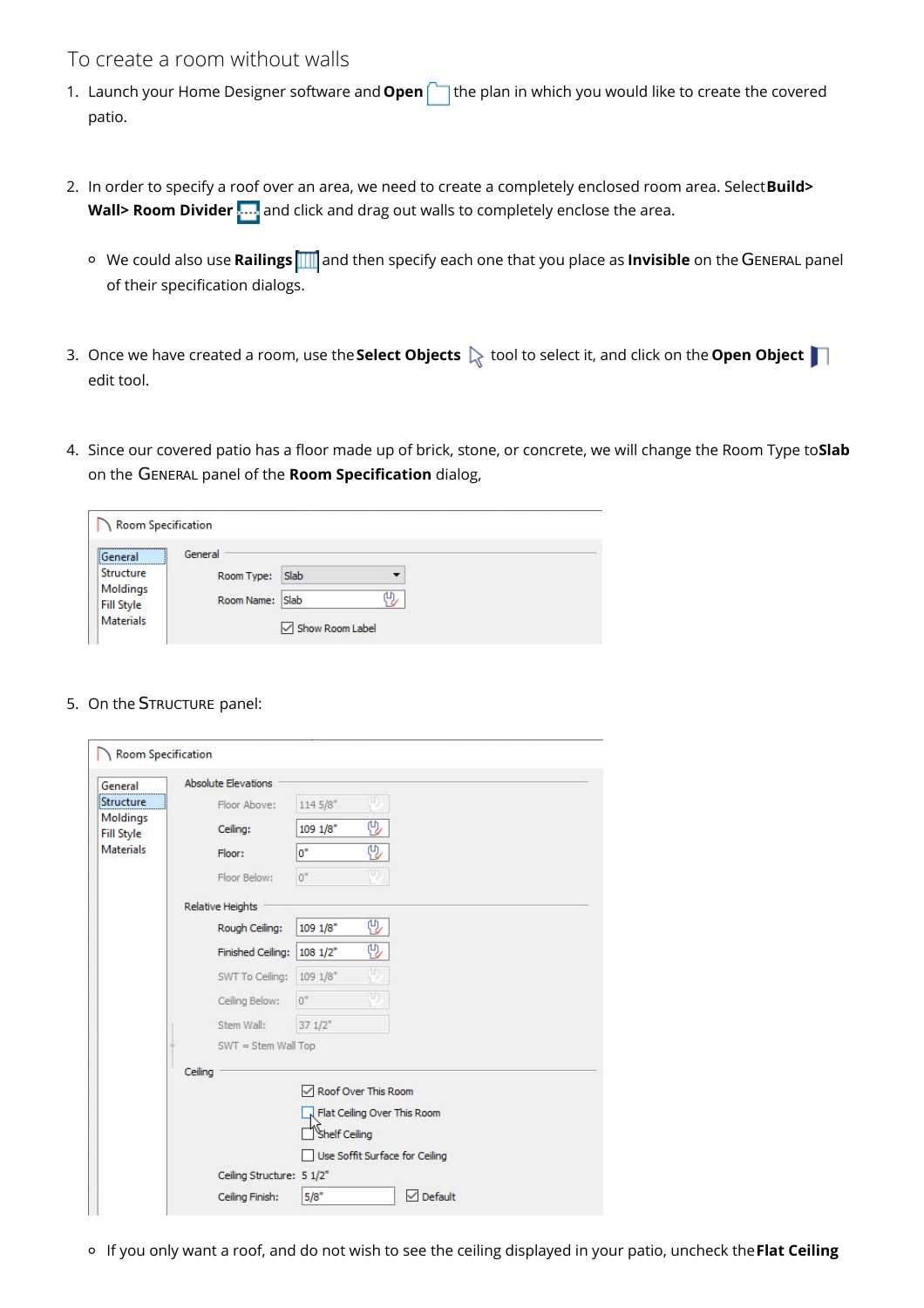## To create a room without walls

1. Launch your Home Designer software and **Open** the plan in which you would like to create the covered patio.

2. In order to specify a roof over an area, we need to create a completely enclosed room area. Select **Build> Wall> Room Divider** and click and drag out walls to completely enclose the area.

   - We could also use **Railings** and then specify each one that you place as **Invisible** on the GENERAL panel of their specification dialogs.

3. Once we have created a room, use the **Select Objects** tool to select it, and click on the **Open Object** edit tool.

4. Since our covered patio has a floor made up of brick, stone, or concrete, we will change the Room Type to **Slab** on the GENERAL panel of the **Room Specification** dialog,

5. On the STRUCTURE panel:

   - If you only want a roof, and do not wish to see the ceiling displayed in your patio, uncheck the **Flat Ceiling**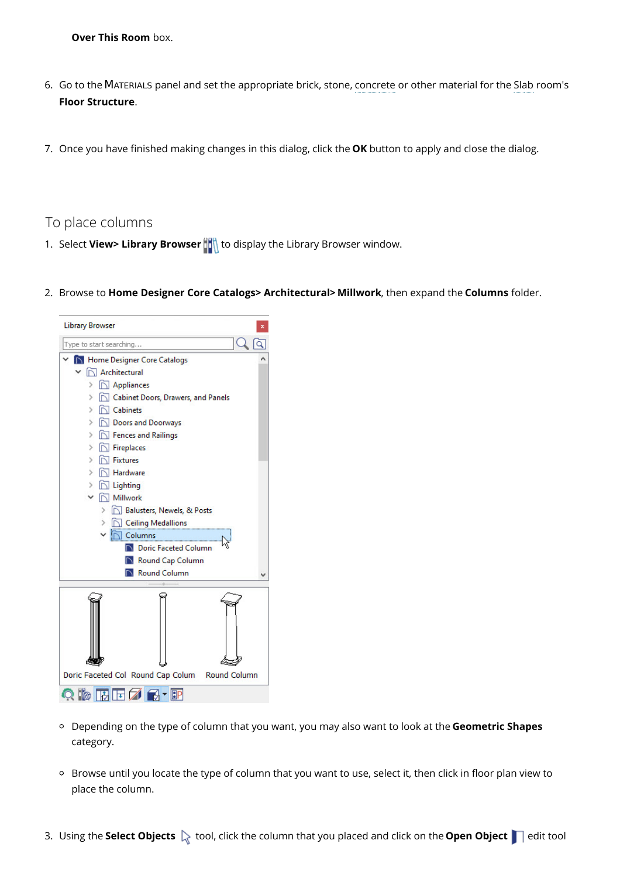**Over This Room** box.

6. Go to the MATERIALS panel and set the appropriate brick, stone, concrete or other material for the Slab room's **Floor Structure**.

7. Once you have finished making changes in this dialog, click the **OK** button to apply and close the dialog.

## To place columns

1. Select **View> Library Browser** to display the Library Browser window.

2. Browse to **Home Designer Core Catalogs> Architectural> Millwork**, then expand the **Columns** folder.

   - Depending on the type of column that you want, you may also want to look at the **Geometric Shapes** category.

   - Browse until you locate the type of column that you want to use, select it, then click in floor plan view to place the column.

3. Using the **Select Objects** tool, click the column that you placed and click on the **Open Object** edit tool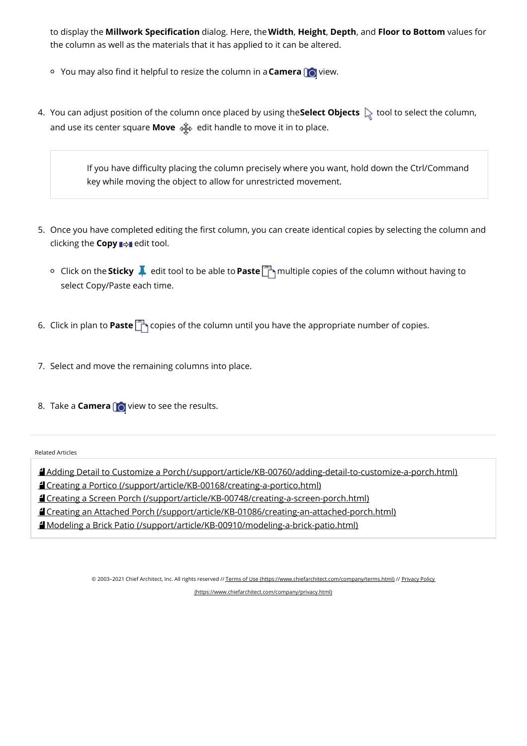to display the **Millwork Specification** dialog. Here, the **Width**, **Height**, **Depth**, and **Floor to Bottom** values for the column as well as the materials that it has applied to it can be altered.

- You may also find it helpful to resize the column in a **Camera** view.

4. You can adjust position of the column once placed by using the **Select Objects** tool to select the column, and use its center square **Move** edit handle to move it in to place.

> If you have difficulty placing the column precisely where you want, hold down the Ctrl/Command key while moving the object to allow for unrestricted movement.

5. Once you have completed editing the first column, you can create identical copies by selecting the column and clicking the **Copy** edit tool.
   - Click on the **Sticky** edit tool to be able to **Paste** multiple copies of the column without having to select Copy/Paste each time.

6. Click in plan to **Paste** copies of the column until you have the appropriate number of copies.

7. Select and move the remaining columns into place.

8. Take a **Camera** view to see the results.

Related Articles

- Adding Detail to Customize a Porch (/support/article/KB-00760/adding-detail-to-customize-a-porch.html)
- Creating a Portico (/support/article/KB-00168/creating-a-portico.html)
- Creating a Screen Porch (/support/article/KB-00748/creating-a-screen-porch.html)
- Creating an Attached Porch (/support/article/KB-01086/creating-an-attached-porch.html)
- Modeling a Brick Patio (/support/article/KB-00910/modeling-a-brick-patio.html)

© 2003–2021 Chief Architect, Inc. All rights reserved // Terms of Use (https://www.chiefarchitect.com/company/terms.html) // Privacy Policy (https://www.chiefarchitect.com/company/privacy.html)